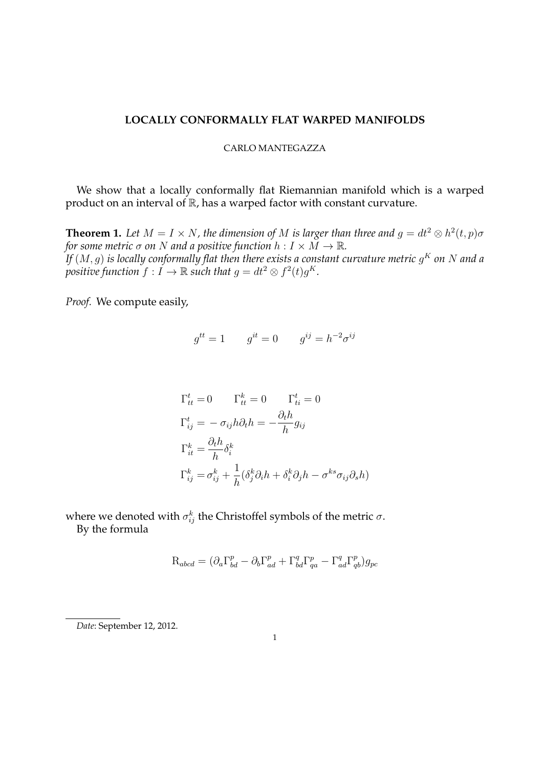# LOCALLY CONFORMALLY FLAT WARPED MANIFOLDS

CARLO MANTEGAZZA

We show that a locally conformally flat Riemannian manifold which is a warped product on an interval of $\mathbb{R}$, has a warped factor with constant curvature.

**Theorem 1.** *Let $M = I \times N$, the dimension of $M$ is larger than three and $g = dt^2 \otimes h^2(t,p)\sigma$ for some metric $\sigma$ on $N$ and a positive function $h : I \times M \to \mathbb{R}$.*
*If $(M, g)$ is locally conformally flat then there exists a constant curvature metric $g^K$ on $N$ and a positive function $f : I \to \mathbb{R}$ such that $g = dt^2 \otimes f^2(t) g^K$.*

*Proof.* We compute easily,

$$g^{tt} = 1 \qquad g^{it} = 0 \qquad g^{ij} = h^{-2}\sigma^{ij}$$

$$\begin{aligned}
&\Gamma^t_{tt} = 0 \qquad \Gamma^k_{tt} = 0 \qquad \Gamma^t_{ti} = 0 \\
&\Gamma^t_{ij} = -\sigma_{ij} h \partial_t h = -\frac{\partial_t h}{h} g_{ij} \\
&\Gamma^k_{it} = \frac{\partial_t h}{h} \delta^k_i \\
&\Gamma^k_{ij} = \sigma^k_{ij} + \frac{1}{h}(\delta^k_j \partial_i h + \delta^k_i \partial_j h - \sigma^{ks}\sigma_{ij}\partial_s h)
\end{aligned}$$

where we denoted with $\sigma^k_{ij}$ the Christoffel symbols of the metric $\sigma$.

By the formula

$$\mathrm{R}_{abcd} = (\partial_a \Gamma^p_{bd} - \partial_b \Gamma^p_{ad} + \Gamma^q_{bd}\Gamma^p_{qa} - \Gamma^q_{ad}\Gamma^p_{qb}) g_{pc}$$

---

*Date*: September 12, 2012.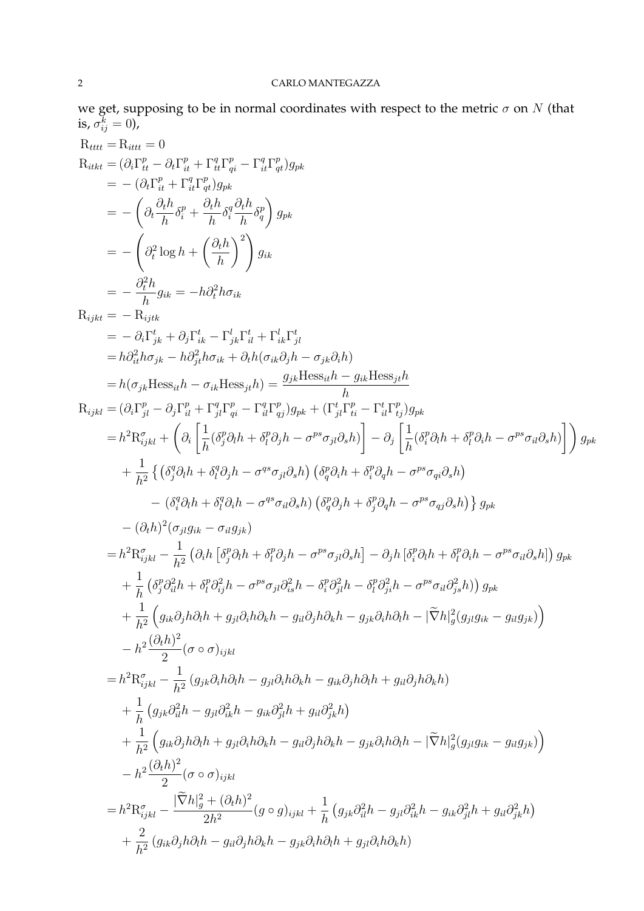we get, supposing to be in normal coordinates with respect to the metric $\sigma$ on $N$ (that is, $\sigma_{ij}^k = 0$),

$$
\begin{aligned}
\mathrm{R}_{tttt} =& \mathrm{R}_{ittt} = 0 \\
\mathrm{R}_{itkt} =& (\partial_i \Gamma_{tt}^p - \partial_t \Gamma_{it}^p + \Gamma_{tt}^q \Gamma_{qi}^p - \Gamma_{it}^q \Gamma_{qt}^p) g_{pk} \\
=& -(\partial_t \Gamma_{it}^p + \Gamma_{it}^q \Gamma_{qt}^p) g_{pk} \\
=& -\left( \partial_t \frac{\partial_t h}{h} \delta_i^p + \frac{\partial_t h}{h} \delta_i^q \frac{\partial_t h}{h} \delta_q^p \right) g_{pk} \\
=& -\left( \partial_t^2 \log h + \left( \frac{\partial_t h}{h} \right)^2 \right) g_{ik} \\
=& -\frac{\partial_t^2 h}{h} g_{ik} = -h \partial_t^2 h \sigma_{ik} \\
\mathrm{R}_{ijkt} =& -\mathrm{R}_{ijtk} \\
=& -\partial_i \Gamma_{jk}^t + \partial_j \Gamma_{ik}^t - \Gamma_{jk}^l \Gamma_{il}^t + \Gamma_{ik}^l \Gamma_{jl}^t \\
=& h \partial_{it}^2 h \sigma_{jk} - h \partial_{jt}^2 h \sigma_{ik} + \partial_t h (\sigma_{ik} \partial_j h - \sigma_{jk} \partial_i h) \\
=& h(\sigma_{jk} \mathrm{Hess}_{it} h - \sigma_{ik} \mathrm{Hess}_{jt} h) = \frac{g_{jk} \mathrm{Hess}_{it} h - g_{ik} \mathrm{Hess}_{jt} h}{h} \\
\mathrm{R}_{ijkl} =& (\partial_i \Gamma_{jl}^p - \partial_j \Gamma_{il}^p + \Gamma_{jl}^q \Gamma_{qi}^p - \Gamma_{il}^q \Gamma_{qj}^p) g_{pk} + (\Gamma_{jl}^t \Gamma_{ti}^p - \Gamma_{il}^t \Gamma_{tj}^p) g_{pk} \\
=& h^2 \mathrm{R}_{ijkl}^\sigma + \left( \partial_i \left[ \frac{1}{h} (\delta_j^p \partial_l h + \delta_l^p \partial_j h - \sigma^{ps} \sigma_{jl} \partial_s h) \right] - \partial_j \left[ \frac{1}{h} (\delta_i^p \partial_l h + \delta_l^p \partial_i h - \sigma^{ps} \sigma_{il} \partial_s h) \right] \right) g_{pk} \\
&+ \frac{1}{h^2} \big\{ \left( \delta_j^q \partial_l h + \delta_l^q \partial_j h - \sigma^{qs} \sigma_{jl} \partial_s h \right) \left( \delta_q^p \partial_i h + \delta_i^p \partial_q h - \sigma^{ps} \sigma_{qi} \partial_s h \right) \\
&\qquad - \left( \delta_i^q \partial_l h + \delta_l^q \partial_i h - \sigma^{qs} \sigma_{il} \partial_s h \right) \left( \delta_q^p \partial_j h + \delta_j^p \partial_q h - \sigma^{ps} \sigma_{qj} \partial_s h \right) \big\} g_{pk} \\
&- (\partial_t h)^2 (\sigma_{jl} g_{ik} - \sigma_{il} g_{jk}) \\
=& h^2 \mathrm{R}_{ijkl}^\sigma - \frac{1}{h^2} \left( \partial_i h \left[ \delta_j^p \partial_l h + \delta_l^p \partial_j h - \sigma^{ps} \sigma_{jl} \partial_s h \right] - \partial_j h \left[ \delta_i^p \partial_l h + \delta_l^p \partial_i h - \sigma^{ps} \sigma_{il} \partial_s h \right] \right) g_{pk} \\
&+ \frac{1}{h} \left( \delta_j^p \partial_{il}^2 h + \delta_l^p \partial_{ij}^2 h - \sigma^{ps} \sigma_{jl} \partial_{is}^2 h - \delta_i^p \partial_{jl}^2 h - \delta_l^p \partial_{ji}^2 h - \sigma^{ps} \sigma_{il} \partial_{js}^2 h) \right) g_{pk} \\
&+ \frac{1}{h^2} \left( g_{ik} \partial_j h \partial_l h + g_{jl} \partial_i h \partial_k h - g_{il} \partial_j h \partial_k h - g_{jk} \partial_i h \partial_l h - |\widetilde{\nabla} h|_g^2 (g_{jl} g_{ik} - g_{il} g_{jk}) \right) \\
&- h^2 \frac{(\partial_t h)^2}{2} (\sigma \circ \sigma)_{ijkl} \\
=& h^2 \mathrm{R}_{ijkl}^\sigma - \frac{1}{h^2} \left( g_{jk} \partial_i h \partial_l h - g_{jl} \partial_i h \partial_k h - g_{ik} \partial_j h \partial_l h + g_{il} \partial_j h \partial_k h \right) \\
&+ \frac{1}{h} \left( g_{jk} \partial_{il}^2 h - g_{jl} \partial_{ik}^2 h - g_{ik} \partial_{jl}^2 h + g_{il} \partial_{jk}^2 h \right) \\
&+ \frac{1}{h^2} \left( g_{ik} \partial_j h \partial_l h + g_{jl} \partial_i h \partial_k h - g_{il} \partial_j h \partial_k h - g_{jk} \partial_i h \partial_l h - |\widetilde{\nabla} h|_g^2 (g_{jl} g_{ik} - g_{il} g_{jk}) \right) \\
&- h^2 \frac{(\partial_t h)^2}{2} (\sigma \circ \sigma)_{ijkl} \\
=& h^2 \mathrm{R}_{ijkl}^\sigma - \frac{|\widetilde{\nabla} h|_g^2 + (\partial_t h)^2}{2h^2} (g \circ g)_{ijkl} + \frac{1}{h} \left( g_{jk} \partial_{il}^2 h - g_{jl} \partial_{ik}^2 h - g_{ik} \partial_{jl}^2 h + g_{il} \partial_{jk}^2 h \right) \\
&+ \frac{2}{h^2} \left( g_{ik} \partial_j h \partial_l h - g_{il} \partial_j h \partial_k h - g_{jk} \partial_i h \partial_l h + g_{jl} \partial_i h \partial_k h \right)
\end{aligned}
$$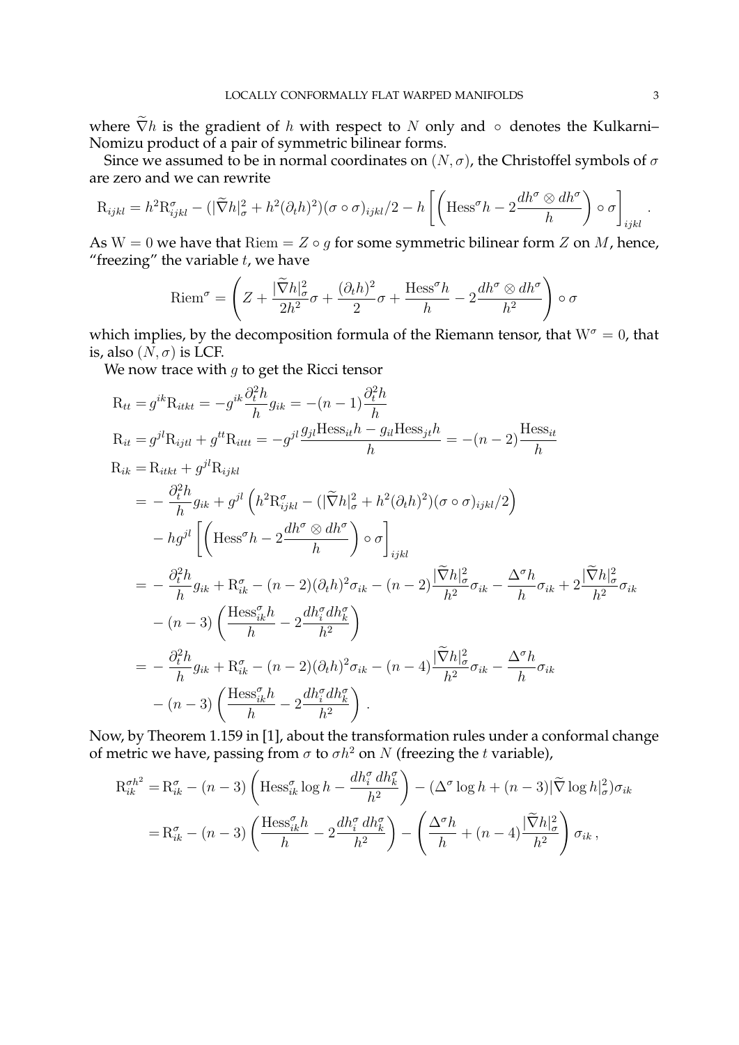where $\widetilde{\nabla} h$ is the gradient of $h$ with respect to $N$ only and $\circ$ denotes the Kulkarni–Nomizu product of a pair of symmetric bilinear forms.

Since we assumed to be in normal coordinates on $(N, \sigma)$, the Christoffel symbols of $\sigma$ are zero and we can rewrite

$$
\mathrm{R}_{ijkl} = h^2 \mathrm{R}^\sigma_{ijkl} - (|\widetilde{\nabla} h|^2_\sigma + h^2(\partial_t h)^2)(\sigma \circ \sigma)_{ijkl}/2 - h \left[ \left( \mathrm{Hess}^\sigma h - 2\frac{dh^\sigma \otimes dh^\sigma}{h} \right) \circ \sigma \right]_{ijkl} .
$$

As $\mathrm{W} = 0$ we have that $\mathrm{Riem} = Z \circ g$ for some symmetric bilinear form $Z$ on $M$, hence, "freezing" the variable $t$, we have

$$
\mathrm{Riem}^\sigma = \left( Z + \frac{|\widetilde{\nabla} h|^2_\sigma}{2h^2}\sigma + \frac{(\partial_t h)^2}{2}\sigma + \frac{\mathrm{Hess}^\sigma h}{h} - 2\frac{dh^\sigma \otimes dh^\sigma}{h^2} \right) \circ \sigma
$$

which implies, by the decomposition formula of the Riemann tensor, that $\mathrm{W}^\sigma = 0$, that is, also $(N, \sigma)$ is LCF.

We now trace with $g$ to get the Ricci tensor

$$
\begin{aligned}
\mathrm{R}_{tt} &= g^{ik}\mathrm{R}_{itkt} = -g^{ik}\frac{\partial_t^2 h}{h} g_{ik} = -(n-1)\frac{\partial_t^2 h}{h} \\
\mathrm{R}_{it} &= g^{jl}\mathrm{R}_{ijtl} + g^{tt}\mathrm{R}_{ittt} = -g^{jl}\frac{g_{jl}\mathrm{Hess}_{it}h - g_{il}\mathrm{Hess}_{jt}h}{h} = -(n-2)\frac{\mathrm{Hess}_{it}}{h} \\
\mathrm{R}_{ik} &= \mathrm{R}_{itkt} + g^{jl}\mathrm{R}_{ijkl} \\
&= -\frac{\partial_t^2 h}{h} g_{ik} + g^{jl}\left( h^2 \mathrm{R}^\sigma_{ijkl} - (|\widetilde{\nabla} h|^2_\sigma + h^2(\partial_t h)^2)(\sigma \circ \sigma)_{ijkl}/2 \right) \\
&\quad - h g^{jl}\left[ \left( \mathrm{Hess}^\sigma h - 2\frac{dh^\sigma \otimes dh^\sigma}{h} \right) \circ \sigma \right]_{ijkl} \\
&= -\frac{\partial_t^2 h}{h} g_{ik} + \mathrm{R}^\sigma_{ik} - (n-2)(\partial_t h)^2 \sigma_{ik} - (n-2)\frac{|\widetilde{\nabla} h|^2_\sigma}{h^2}\sigma_{ik} - \frac{\Delta^\sigma h}{h}\sigma_{ik} + 2\frac{|\widetilde{\nabla} h|^2_\sigma}{h^2}\sigma_{ik} \\
&\quad - (n-3)\left( \frac{\mathrm{Hess}^\sigma_{ik} h}{h} - 2\frac{dh^\sigma_i dh^\sigma_k}{h^2} \right) \\
&= -\frac{\partial_t^2 h}{h} g_{ik} + \mathrm{R}^\sigma_{ik} - (n-2)(\partial_t h)^2 \sigma_{ik} - (n-4)\frac{|\widetilde{\nabla} h|^2_\sigma}{h^2}\sigma_{ik} - \frac{\Delta^\sigma h}{h}\sigma_{ik} \\
&\quad - (n-3)\left( \frac{\mathrm{Hess}^\sigma_{ik} h}{h} - 2\frac{dh^\sigma_i dh^\sigma_k}{h^2} \right) .
\end{aligned}
$$

Now, by Theorem 1.159 in [1], about the transformation rules under a conformal change of metric we have, passing from $\sigma$ to $\sigma h^2$ on $N$ (freezing the $t$ variable),

$$
\begin{aligned}
\mathrm{R}^{\sigma h^2}_{ik} &= \mathrm{R}^\sigma_{ik} - (n-3)\left( \mathrm{Hess}^\sigma_{ik} \log h - \frac{dh^\sigma_i \, dh^\sigma_k}{h^2} \right) - (\Delta^\sigma \log h + (n-3)|\widetilde{\nabla} \log h|^2_\sigma)\sigma_{ik} \\
&= \mathrm{R}^\sigma_{ik} - (n-3)\left( \frac{\mathrm{Hess}^\sigma_{ik} h}{h} - 2\frac{dh^\sigma_i \, dh^\sigma_k}{h^2} \right) - \left( \frac{\Delta^\sigma h}{h} + (n-4)\frac{|\widetilde{\nabla} h|^2_\sigma}{h^2} \right)\sigma_{ik} ,
\end{aligned}
$$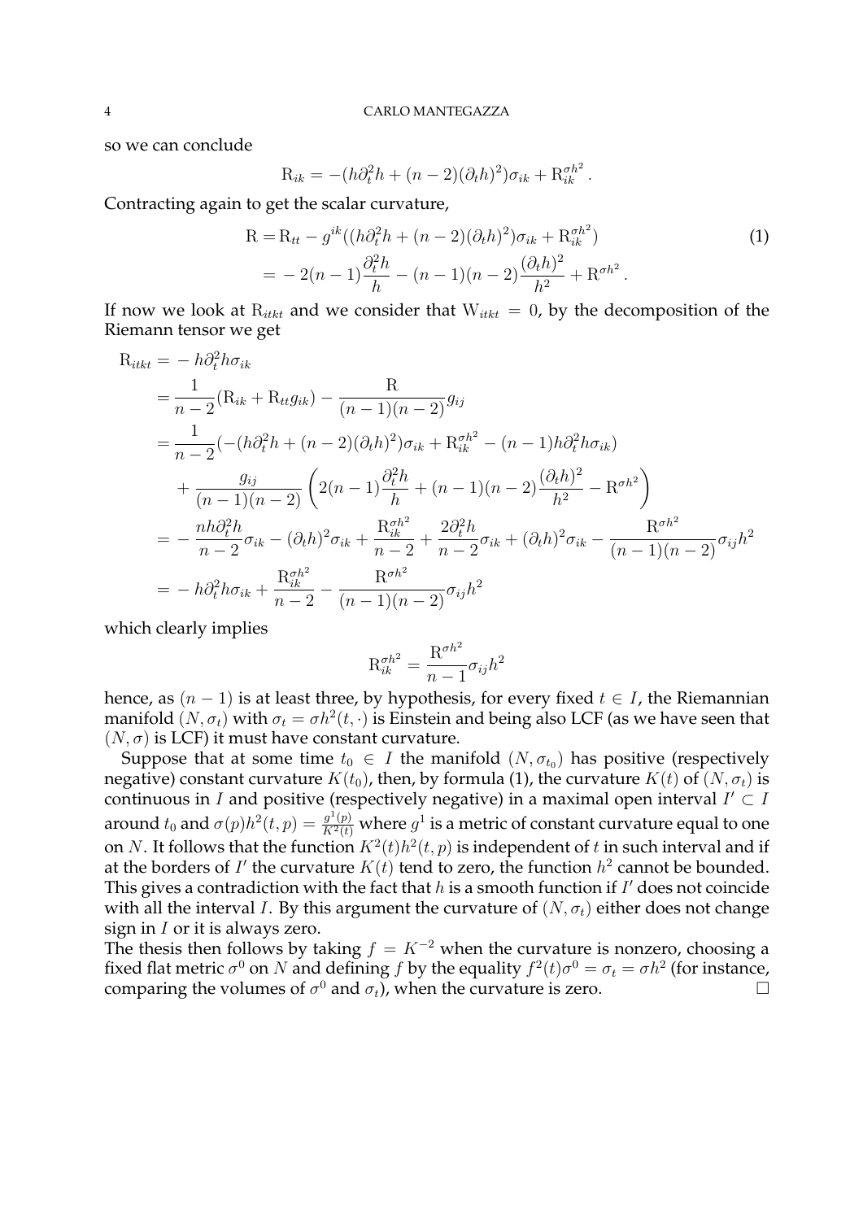so we can conclude

$$\mathrm{R}_{ik} = -(h\partial_t^2 h + (n-2)(\partial_t h)^2)\sigma_{ik} + \mathrm{R}^{\sigma h^2}_{ik}\,.$$

Contracting again to get the scalar curvature,

$$\begin{aligned}
\mathrm{R} =& \,\mathrm{R}_{tt} - g^{ik}((h\partial_t^2 h + (n-2)(\partial_t h)^2)\sigma_{ik} + \mathrm{R}^{\sigma h^2}_{ik}) \\
=& -2(n-1)\frac{\partial_t^2 h}{h} - (n-1)(n-2)\frac{(\partial_t h)^2}{h^2} + \mathrm{R}^{\sigma h^2}\,.
\end{aligned} \tag{1}$$

If now we look at $\mathrm{R}_{itkt}$ and we consider that $\mathrm{W}_{itkt} = 0$, by the decomposition of the Riemann tensor we get

$$\begin{aligned}
\mathrm{R}_{itkt} =& -h\partial_t^2 h\sigma_{ik} \\
=& \frac{1}{n-2}(\mathrm{R}_{ik} + \mathrm{R}_{tt}g_{ik}) - \frac{\mathrm{R}}{(n-1)(n-2)}g_{ij} \\
=& \frac{1}{n-2}(-(h\partial_t^2 h + (n-2)(\partial_t h)^2)\sigma_{ik} + \mathrm{R}^{\sigma h^2}_{ik} - (n-1)h\partial_t^2 h\sigma_{ik}) \\
&+ \frac{g_{ij}}{(n-1)(n-2)}\left(2(n-1)\frac{\partial_t^2 h}{h} + (n-1)(n-2)\frac{(\partial_t h)^2}{h^2} - \mathrm{R}^{\sigma h^2}\right) \\
=& -\frac{nh\partial_t^2 h}{n-2}\sigma_{ik} - (\partial_t h)^2\sigma_{ik} + \frac{\mathrm{R}^{\sigma h^2}_{ik}}{n-2} + \frac{2\partial_t^2 h}{n-2}\sigma_{ik} + (\partial_t h)^2\sigma_{ik} - \frac{\mathrm{R}^{\sigma h^2}}{(n-1)(n-2)}\sigma_{ij}h^2 \\
=& -h\partial_t^2 h\sigma_{ik} + \frac{\mathrm{R}^{\sigma h^2}_{ik}}{n-2} - \frac{\mathrm{R}^{\sigma h^2}}{(n-1)(n-2)}\sigma_{ij}h^2
\end{aligned}$$

which clearly implies

$$\mathrm{R}^{\sigma h^2}_{ik} = \frac{\mathrm{R}^{\sigma h^2}}{n-1}\sigma_{ij}h^2$$

hence, as $(n-1)$ is at least three, by hypothesis, for every fixed $t \in I$, the Riemannian manifold $(N, \sigma_t)$ with $\sigma_t = \sigma h^2(t, \cdot)$ is Einstein and being also LCF (as we have seen that $(N, \sigma)$ is LCF) it must have constant curvature.

Suppose that at some time $t_0 \in I$ the manifold $(N, \sigma_{t_0})$ has positive (respectively negative) constant curvature $K(t_0)$, then, by formula (1), the curvature $K(t)$ of $(N, \sigma_t)$ is continuous in $I$ and positive (respectively negative) in a maximal open interval $I' \subset I$ around $t_0$ and $\sigma(p)h^2(t,p) = \frac{g^1(p)}{K^2(t)}$ where $g^1$ is a metric of constant curvature equal to one on $N$. It follows that the function $K^2(t)h^2(t,p)$ is independent of $t$ in such interval and if at the borders of $I'$ the curvature $K(t)$ tend to zero, the function $h^2$ cannot be bounded. This gives a contradiction with the fact that $h$ is a smooth function if $I'$ does not coincide with all the interval $I$. By this argument the curvature of $(N, \sigma_t)$ either does not change sign in $I$ or it is always zero.

The thesis then follows by taking $f = K^{-2}$ when the curvature is nonzero, choosing a fixed flat metric $\sigma^0$ on $N$ and defining $f$ by the equality $f^2(t)\sigma^0 = \sigma_t = \sigma h^2$ (for instance, comparing the volumes of $\sigma^0$ and $\sigma_t$), when the curvature is zero. $\square$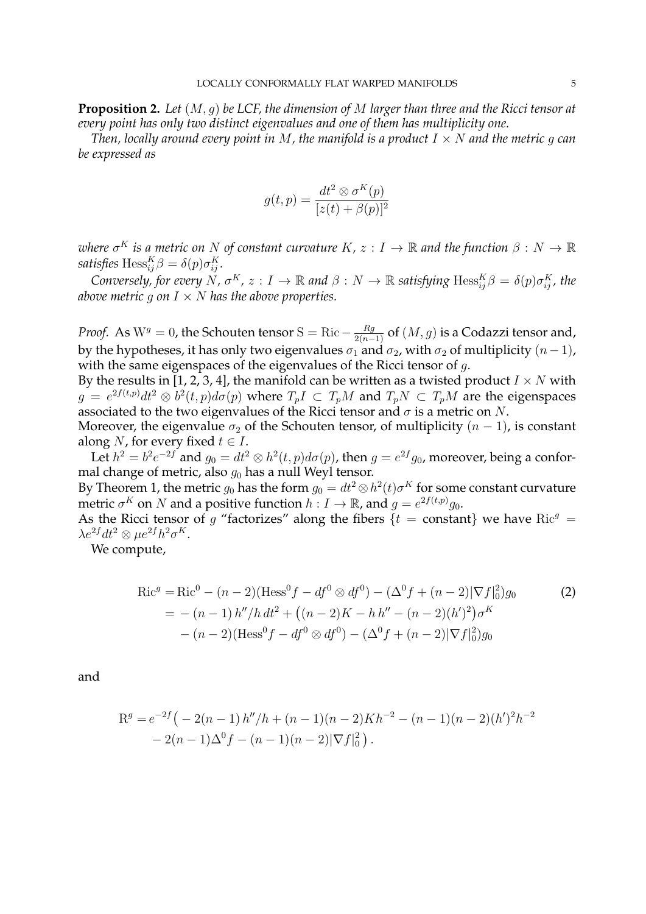**Proposition 2.** *Let $(M, g)$ be LCF, the dimension of $M$ larger than three and the Ricci tensor at every point has only two distinct eigenvalues and one of them has multiplicity one.*

*Then, locally around every point in $M$, the manifold is a product $I \times N$ and the metric $g$ can be expressed as*

$$g(t,p) = \frac{dt^2 \otimes \sigma^K(p)}{[z(t) + \beta(p)]^2}$$

*where $\sigma^K$ is a metric on $N$ of constant curvature $K$, $z : I \to \mathbb{R}$ and the function $\beta : N \to \mathbb{R}$ satisfies $\mathrm{Hess}^K_{ij}\beta = \delta(p)\sigma^K_{ij}$.*

*Conversely, for every $N$, $\sigma^K$, $z : I \to \mathbb{R}$ and $\beta : N \to \mathbb{R}$ satisfying $\mathrm{Hess}^K_{ij}\beta = \delta(p)\sigma^K_{ij}$, the above metric $g$ on $I \times N$ has the above properties.*

*Proof.* As $\mathrm{W}^g = 0$, the Schouten tensor $\mathrm{S} = \mathrm{Ric} - \frac{Rg}{2(n-1)}$ of $(M, g)$ is a Codazzi tensor and, by the hypotheses, it has only two eigenvalues $\sigma_1$ and $\sigma_2$, with $\sigma_2$ of multiplicity $(n-1)$, with the same eigenspaces of the eigenvalues of the Ricci tensor of $g$.

By the results in [1, 2, 3, 4], the manifold can be written as a twisted product $I \times N$ with $g = e^{2f(t,p)}dt^2 \otimes b^2(t,p)d\sigma(p)$ where $T_pI \subset T_pM$ and $T_pN \subset T_pM$ are the eigenspaces associated to the two eigenvalues of the Ricci tensor and $\sigma$ is a metric on $N$.

Moreover, the eigenvalue $\sigma_2$ of the Schouten tensor, of multiplicity $(n-1)$, is constant along $N$, for every fixed $t \in I$.

Let $h^2 = b^2e^{-2f}$ and $g_0 = dt^2 \otimes h^2(t,p)d\sigma(p)$, then $g = e^{2f}g_0$, moreover, being a conformal change of metric, also $g_0$ has a null Weyl tensor.

By Theorem 1, the metric $g_0$ has the form $g_0 = dt^2 \otimes h^2(t)\sigma^K$ for some constant curvature metric $\sigma^K$ on $N$ and a positive function $h : I \to \mathbb{R}$, and $g = e^{2f(t,p)}g_0$.

As the Ricci tensor of $g$ "factorizes" along the fibers $\{t = \text{constant}\}$ we have $\mathrm{Ric}^g = \lambda e^{2f}dt^2 \otimes \mu e^{2f}h^2\sigma^K$.

We compute,

$$\begin{aligned}
\mathrm{Ric}^g =& \,\mathrm{Ric}^0 - (n-2)(\mathrm{Hess}^0 f - df^0 \otimes df^0) - (\Delta^0 f + (n-2)|\nabla f|^2_0)g_0 \\
=& -(n-1)\,h''/h\,dt^2 + \big((n-2)K - h\,h'' - (n-2)(h')^2\big)\sigma^K \\
& - (n-2)(\mathrm{Hess}^0 f - df^0 \otimes df^0) - (\Delta^0 f + (n-2)|\nabla f|^2_0)g_0
\end{aligned} \tag{2}$$

and

$$\begin{aligned}
\mathrm{R}^g =& \,e^{-2f}\big(-2(n-1)\,h''/h + (n-1)(n-2)Kh^{-2} - (n-1)(n-2)(h')^2h^{-2} \\
& - 2(n-1)\Delta^0 f - (n-1)(n-2)|\nabla f|^2_0\big)\,.
\end{aligned}$$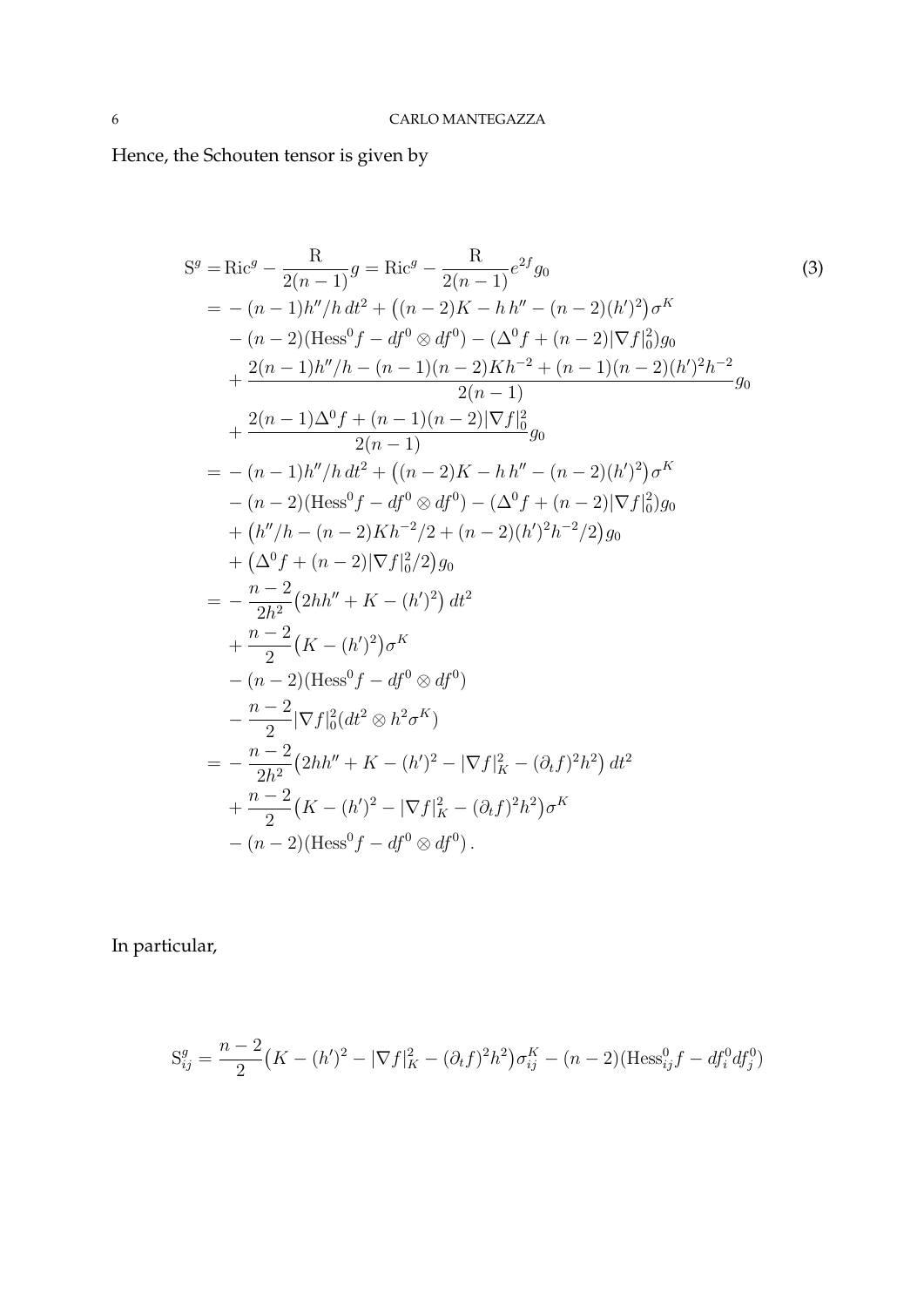Hence, the Schouten tensor is given by

$$
\begin{aligned}
\mathrm{S}^g =& \mathrm{Ric}^g - \frac{\mathrm{R}}{2(n-1)} g = \mathrm{Ric}^g - \frac{\mathrm{R}}{2(n-1)} e^{2f} g_0 \\
=& -(n-1)h''/h\, dt^2 + \big((n-2)K - h\, h'' - (n-2)(h')^2\big)\sigma^K \\
& - (n-2)(\mathrm{Hess}^0 f - df^0 \otimes df^0) - (\Delta^0 f + (n-2)|\nabla f|_0^2) g_0 \\
& + \frac{2(n-1)h''/h - (n-1)(n-2)Kh^{-2} + (n-1)(n-2)(h')^2 h^{-2}}{2(n-1)} g_0 \\
& + \frac{2(n-1)\Delta^0 f + (n-1)(n-2)|\nabla f|_0^2}{2(n-1)} g_0 \\
=& -(n-1)h''/h\, dt^2 + \big((n-2)K - h\, h'' - (n-2)(h')^2\big)\sigma^K \\
& - (n-2)(\mathrm{Hess}^0 f - df^0 \otimes df^0) - (\Delta^0 f + (n-2)|\nabla f|_0^2) g_0 \\
& + \big(h''/h - (n-2)Kh^{-2}/2 + (n-2)(h')^2 h^{-2}/2\big) g_0 \\
& + \big(\Delta^0 f + (n-2)|\nabla f|_0^2/2\big) g_0 \\
=& -\frac{n-2}{2h^2}\big(2hh'' + K - (h')^2\big)\, dt^2 \\
& + \frac{n-2}{2}\big(K - (h')^2\big)\sigma^K \\
& - (n-2)(\mathrm{Hess}^0 f - df^0 \otimes df^0) \\
& - \frac{n-2}{2}|\nabla f|_0^2 (dt^2 \otimes h^2 \sigma^K) \\
=& -\frac{n-2}{2h^2}\big(2hh'' + K - (h')^2 - |\nabla f|_K^2 - (\partial_t f)^2 h^2\big)\, dt^2 \\
& + \frac{n-2}{2}\big(K - (h')^2 - |\nabla f|_K^2 - (\partial_t f)^2 h^2\big)\sigma^K \\
& - (n-2)(\mathrm{Hess}^0 f - df^0 \otimes df^0)\,.
\end{aligned}
\tag{3}
$$

In particular,

$$
\mathrm{S}^g_{ij} = \frac{n-2}{2}\big(K - (h')^2 - |\nabla f|_K^2 - (\partial_t f)^2 h^2\big)\sigma^K_{ij} - (n-2)(\mathrm{Hess}^0_{ij} f - df^0_i df^0_j)
$$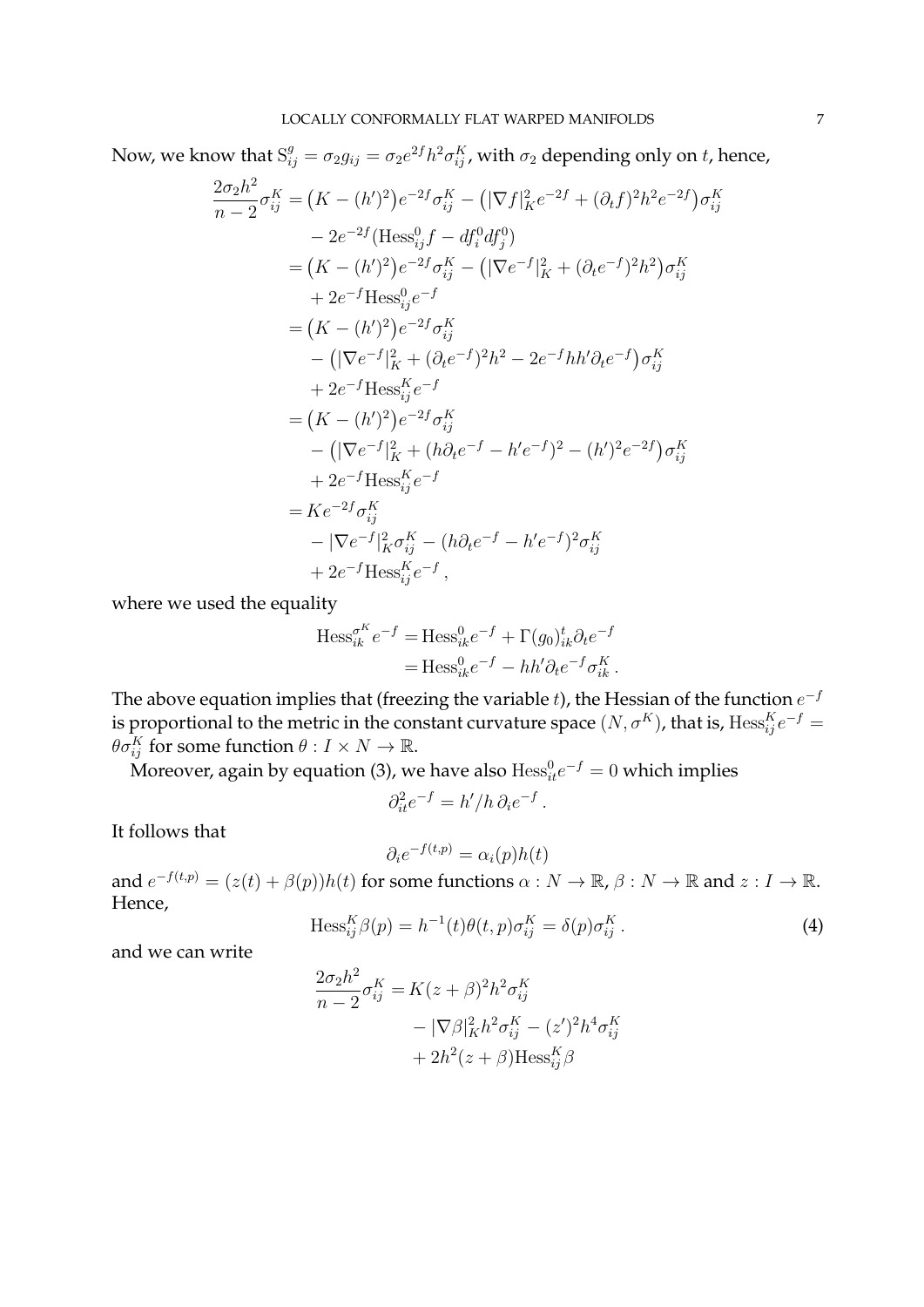Now, we know that $\mathrm{S}^g_{ij} = \sigma_2 g_{ij} = \sigma_2 e^{2f} h^2 \sigma^K_{ij}$, with $\sigma_2$ depending only on $t$, hence,

$$
\begin{aligned}
\frac{2\sigma_2 h^2}{n-2}\sigma^K_{ij} &= \big(K - (h')^2\big)e^{-2f}\sigma^K_{ij} - \big(|\nabla f|^2_K e^{-2f} + (\partial_t f)^2 h^2 e^{-2f}\big)\sigma^K_{ij} \\
&\quad - 2e^{-2f}(\mathrm{Hess}^0_{ij} f - df^0_i df^0_j) \\
&= \big(K - (h')^2\big)e^{-2f}\sigma^K_{ij} - \big(|\nabla e^{-f}|^2_K + (\partial_t e^{-f})^2 h^2\big)\sigma^K_{ij} \\
&\quad + 2e^{-f}\mathrm{Hess}^0_{ij} e^{-f} \\
&= \big(K - (h')^2\big)e^{-2f}\sigma^K_{ij} \\
&\quad - \big(|\nabla e^{-f}|^2_K + (\partial_t e^{-f})^2 h^2 - 2e^{-f} h h' \partial_t e^{-f}\big)\sigma^K_{ij} \\
&\quad + 2e^{-f}\mathrm{Hess}^K_{ij} e^{-f} \\
&= \big(K - (h')^2\big)e^{-2f}\sigma^K_{ij} \\
&\quad - \big(|\nabla e^{-f}|^2_K + (h\partial_t e^{-f} - h' e^{-f})^2 - (h')^2 e^{-2f}\big)\sigma^K_{ij} \\
&\quad + 2e^{-f}\mathrm{Hess}^K_{ij} e^{-f} \\
&= K e^{-2f}\sigma^K_{ij} \\
&\quad - |\nabla e^{-f}|^2_K \sigma^K_{ij} - (h\partial_t e^{-f} - h' e^{-f})^2 \sigma^K_{ij} \\
&\quad + 2e^{-f}\mathrm{Hess}^K_{ij} e^{-f}\,,
\end{aligned}
$$

where we used the equality

$$
\begin{aligned}
\mathrm{Hess}^{\sigma^K}_{ik} e^{-f} &= \mathrm{Hess}^0_{ik} e^{-f} + \Gamma(g_0)^t_{ik}\partial_t e^{-f} \\
&= \mathrm{Hess}^0_{ik} e^{-f} - h h' \partial_t e^{-f}\sigma^K_{ik}\,.
\end{aligned}
$$

The above equation implies that (freezing the variable $t$), the Hessian of the function $e^{-f}$ is proportional to the metric in the constant curvature space $(N, \sigma^K)$, that is, $\mathrm{Hess}^K_{ij} e^{-f} = \theta \sigma^K_{ij}$ for some function $\theta : I \times N \to \mathbb{R}$.

Moreover, again by equation (3), we have also $\mathrm{Hess}^0_{it} e^{-f} = 0$ which implies

$$
\partial^2_{it} e^{-f} = h'/h\, \partial_i e^{-f}\,.
$$

It follows that

$$
\partial_i e^{-f(t,p)} = \alpha_i(p) h(t)
$$

and $e^{-f(t,p)} = (z(t) + \beta(p))h(t)$ for some functions $\alpha : N \to \mathbb{R}$, $\beta : N \to \mathbb{R}$ and $z : I \to \mathbb{R}$. Hence,

$$
\mathrm{Hess}^K_{ij}\beta(p) = h^{-1}(t)\theta(t,p)\sigma^K_{ij} = \delta(p)\sigma^K_{ij}\,. \tag{4}
$$

and we can write

$$
\begin{aligned}
\frac{2\sigma_2 h^2}{n-2}\sigma^K_{ij} &= K(z+\beta)^2 h^2 \sigma^K_{ij} \\
&\quad - |\nabla \beta|^2_K h^2 \sigma^K_{ij} - (z')^2 h^4 \sigma^K_{ij} \\
&\quad + 2h^2 (z+\beta)\mathrm{Hess}^K_{ij}\beta
\end{aligned}
$$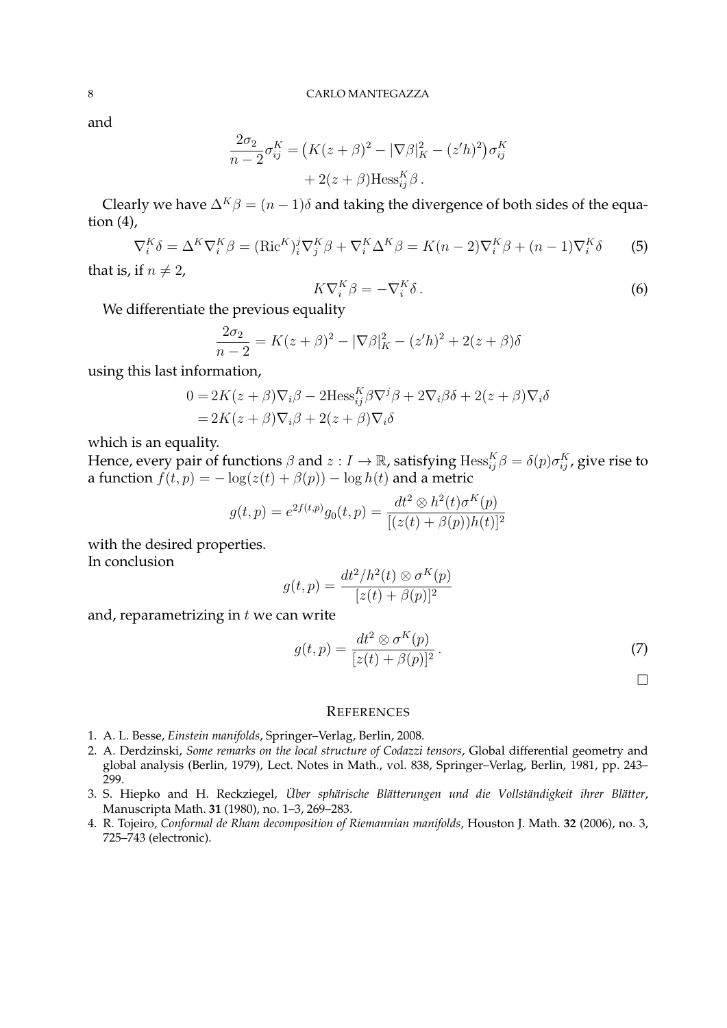and

$$
\begin{aligned}
\frac{2\sigma_2}{n-2}\sigma^K_{ij} &= \bigl(K(z+\beta)^2 - |\nabla\beta|^2_K - (z'h)^2\bigr)\sigma^K_{ij} \\
&\quad + 2(z+\beta)\mathrm{Hess}^K_{ij}\beta\,.
\end{aligned}
$$

Clearly we have $\Delta^K\beta = (n-1)\delta$ and taking the divergence of both sides of the equation (4),

$$
\nabla^K_i\delta = \Delta^K\nabla^K_i\beta = (\mathrm{Ric}^K)^j_i\nabla^K_j\beta + \nabla^K_i\Delta^K\beta = K(n-2)\nabla^K_i\beta + (n-1)\nabla^K_i\delta \tag{5}
$$

that is, if $n \neq 2$,

$$
K\nabla^K_i\beta = -\nabla^K_i\delta\,. \tag{6}
$$

We differentiate the previous equality

$$
\frac{2\sigma_2}{n-2} = K(z+\beta)^2 - |\nabla\beta|^2_K - (z'h)^2 + 2(z+\beta)\delta
$$

using this last information,

$$
\begin{aligned}
0 &= 2K(z+\beta)\nabla_i\beta - 2\mathrm{Hess}^K_{ij}\beta\nabla^j\beta + 2\nabla_i\beta\delta + 2(z+\beta)\nabla_i\delta \\
&= 2K(z+\beta)\nabla_i\beta + 2(z+\beta)\nabla_i\delta
\end{aligned}
$$

which is an equality.
Hence, every pair of functions $\beta$ and $z : I \to \mathbb{R}$, satisfying $\mathrm{Hess}^K_{ij}\beta = \delta(p)\sigma^K_{ij}$, give rise to a function $f(t,p) = -\log(z(t)+\beta(p)) - \log h(t)$ and a metric

$$
g(t,p) = e^{2f(t,p)}g_0(t,p) = \frac{dt^2 \otimes h^2(t)\sigma^K(p)}{[(z(t)+\beta(p))h(t)]^2}
$$

with the desired properties.
In conclusion

$$
g(t,p) = \frac{dt^2/h^2(t) \otimes \sigma^K(p)}{[z(t)+\beta(p)]^2}
$$

and, reparametrizing in $t$ we can write

$$
g(t,p) = \frac{dt^2 \otimes \sigma^K(p)}{[z(t)+\beta(p)]^2}\,. \tag{7}
$$

□

## References

1. A. L. Besse, *Einstein manifolds*, Springer–Verlag, Berlin, 2008.
2. A. Derdzinski, *Some remarks on the local structure of Codazzi tensors*, Global differential geometry and global analysis (Berlin, 1979), Lect. Notes in Math., vol. 838, Springer–Verlag, Berlin, 1981, pp. 243–299.
3. S. Hiepko and H. Reckziegel, *Über sphärische Blätterungen und die Vollständigkeit ihrer Blätter*, Manuscripta Math. **31** (1980), no. 1–3, 269–283.
4. R. Tojeiro, *Conformal de Rham decomposition of Riemannian manifolds*, Houston J. Math. **32** (2006), no. 3, 725–743 (electronic).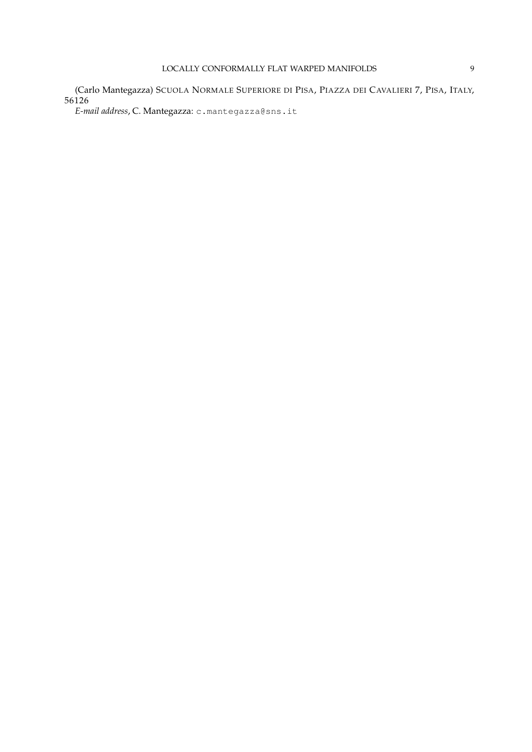(Carlo Mantegazza) SCUOLA NORMALE SUPERIORE DI PISA, PIAZZA DEI CAVALIERI 7, PISA, ITALY, 56126

*E-mail address*, C. Mantegazza: c.mantegazza@sns.it